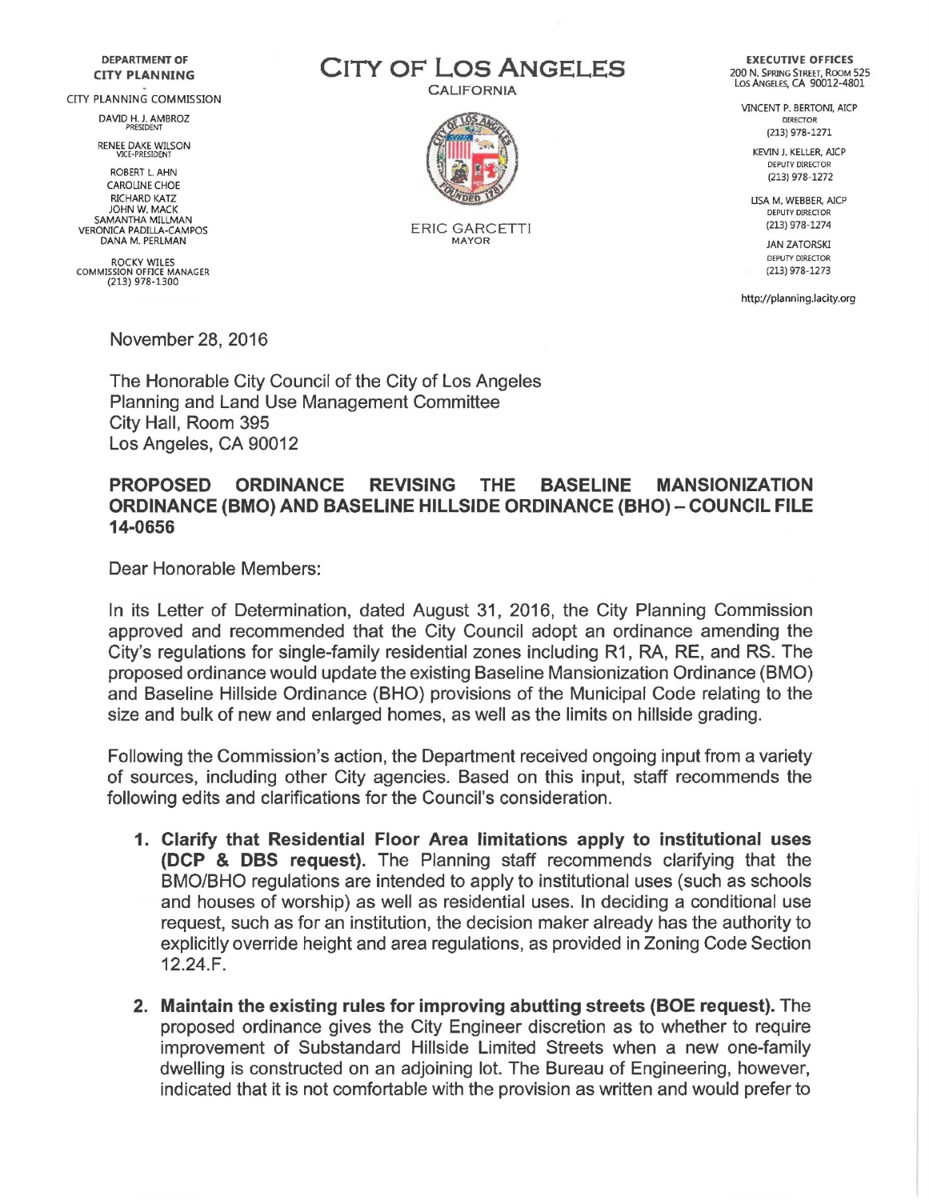DEPARTMENT OF
CITY PLANNING

CITY PLANNING COMMISSION

DAVID H. J. AMBROZ
PRESIDENT

RENEE DAKE WILSON
VICE-PRESIDENT

ROBERT L. AHN
CAROLINE CHOE
RICHARD KATZ
JOHN W. MACK
SAMANTHA MILLMAN
VERONICA PADILLA-CAMPOS
DANA M. PERLMAN

ROCKY WILES
COMMISSION OFFICE MANAGER
(213) 978-1300

# CITY OF LOS ANGELES

CALIFORNIA

ERIC GARCETTI
MAYOR

EXECUTIVE OFFICES
200 N. SPRING STREET, ROOM 525
LOS ANGELES, CA 90012-4801

VINCENT P. BERTONI, AICP
DIRECTOR
(213) 978-1271

KEVIN J. KELLER, AICP
DEPUTY DIRECTOR
(213) 978-1272

LISA M. WEBBER, AICP
DEPUTY DIRECTOR
(213) 978-1274

JAN ZATORSKI
DEPUTY DIRECTOR
(213) 978-1273

http://planning.lacity.org

November 28, 2016

The Honorable City Council of the City of Los Angeles
Planning and Land Use Management Committee
City Hall, Room 395
Los Angeles, CA 90012

**PROPOSED ORDINANCE REVISING THE BASELINE MANSIONIZATION ORDINANCE (BMO) AND BASELINE HILLSIDE ORDINANCE (BHO) – COUNCIL FILE 14-0656**

Dear Honorable Members:

In its Letter of Determination, dated August 31, 2016, the City Planning Commission approved and recommended that the City Council adopt an ordinance amending the City's regulations for single-family residential zones including R1, RA, RE, and RS. The proposed ordinance would update the existing Baseline Mansionization Ordinance (BMO) and Baseline Hillside Ordinance (BHO) provisions of the Municipal Code relating to the size and bulk of new and enlarged homes, as well as the limits on hillside grading.

Following the Commission's action, the Department received ongoing input from a variety of sources, including other City agencies. Based on this input, staff recommends the following edits and clarifications for the Council's consideration.

1. **Clarify that Residential Floor Area limitations apply to institutional uses (DCP & DBS request).** The Planning staff recommends clarifying that the BMO/BHO regulations are intended to apply to institutional uses (such as schools and houses of worship) as well as residential uses. In deciding a conditional use request, such as for an institution, the decision maker already has the authority to explicitly override height and area regulations, as provided in Zoning Code Section 12.24.F.

2. **Maintain the existing rules for improving abutting streets (BOE request).** The proposed ordinance gives the City Engineer discretion as to whether to require improvement of Substandard Hillside Limited Streets when a new one-family dwelling is constructed on an adjoining lot. The Bureau of Engineering, however, indicated that it is not comfortable with the provision as written and would prefer to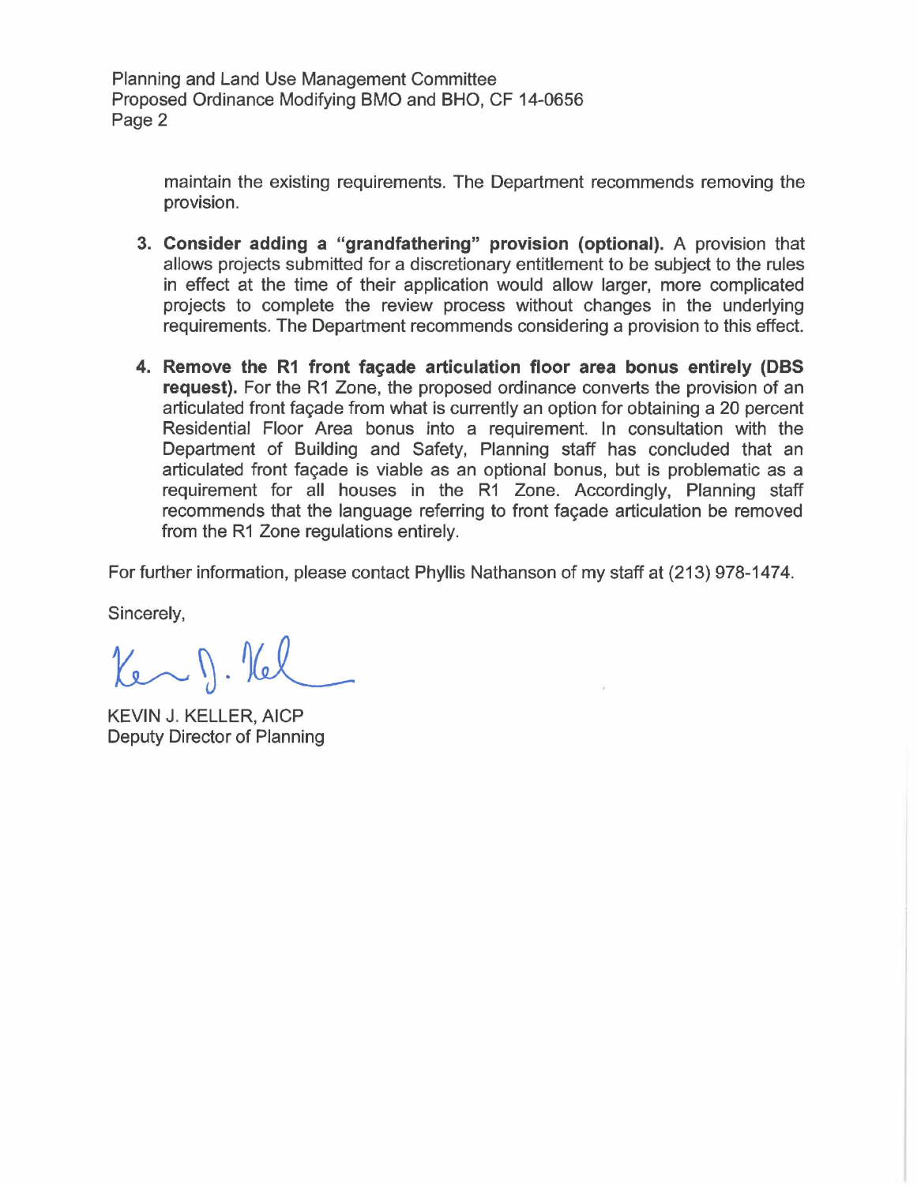maintain the existing requirements. The Department recommends removing the provision.

3. **Consider adding a "grandfathering" provision (optional).** A provision that allows projects submitted for a discretionary entitlement to be subject to the rules in effect at the time of their application would allow larger, more complicated projects to complete the review process without changes in the underlying requirements. The Department recommends considering a provision to this effect.

4. **Remove the R1 front façade articulation floor area bonus entirely (DBS request).** For the R1 Zone, the proposed ordinance converts the provision of an articulated front façade from what is currently an option for obtaining a 20 percent Residential Floor Area bonus into a requirement. In consultation with the Department of Building and Safety, Planning staff has concluded that an articulated front façade is viable as an optional bonus, but is problematic as a requirement for all houses in the R1 Zone. Accordingly, Planning staff recommends that the language referring to front façade articulation be removed from the R1 Zone regulations entirely.

For further information, please contact Phyllis Nathanson of my staff at (213) 978-1474.

Sincerely,

KEVIN J. KELLER, AICP
Deputy Director of Planning